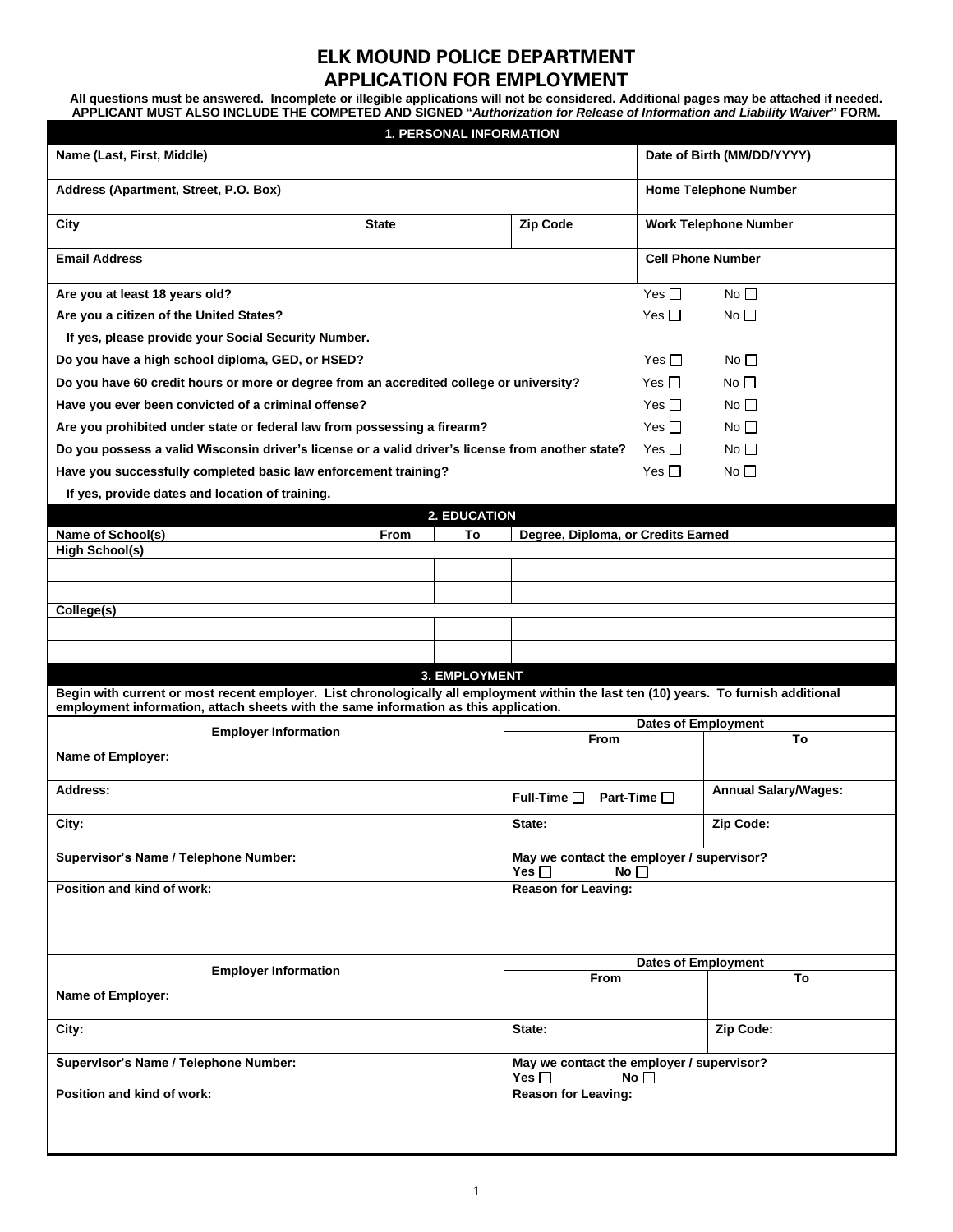# ELK MOUND POLICE DEPARTMENT
# APPLICATION FOR EMPLOYMENT

**All questions must be answered. Incomplete or illegible applications will not be considered. Additional pages may be attached if needed. APPLICANT MUST ALSO INCLUDE THE COMPETED AND SIGNED "*Authorization for Release of Information and Liability Waiver*" FORM.**

## 1. PERSONAL INFORMATION

| | | | |
|---|---|---|---|
| **Name (Last, First, Middle)** | | | **Date of Birth (MM/DD/YYYY)** |
| **Address (Apartment, Street, P.O. Box)** | | | **Home Telephone Number** |
| **City** | **State** | **Zip Code** | **Work Telephone Number** |
| **Email Address** | | | **Cell Phone Number** |

| | | |
|---|---|---|
| **Are you at least 18 years old?** | Yes ☐ | No ☐ |
| **Are you a citizen of the United States?** | Yes ☐ | No ☐ |
| **If yes, please provide your Social Security Number.** | | |
| **Do you have a high school diploma, GED, or HSED?** | Yes ☐ | No ☐ |
| **Do you have 60 credit hours or more or degree from an accredited college or university?** | Yes ☐ | No ☐ |
| **Have you ever been convicted of a criminal offense?** | Yes ☐ | No ☐ |
| **Are you prohibited under state or federal law from possessing a firearm?** | Yes ☐ | No ☐ |
| **Do you possess a valid Wisconsin driver's license or a valid driver's license from another state?** | Yes ☐ | No ☐ |
| **Have you successfully completed basic law enforcement training?** | Yes ☐ | No ☐ |
| **If yes, provide dates and location of training.** | | |

## 2. EDUCATION

| Name of School(s) | From | To | Degree, Diploma, or Credits Earned |
|---|---|---|---|
| **High School(s)** | | | |
| | | | |
| | | | |
| **College(s)** | | | |
| | | | |
| | | | |

## 3. EMPLOYMENT

**Begin with current or most recent employer. List chronologically all employment within the last ten (10) years. To furnish additional employment information, attach sheets with the same information as this application.**

| Employer Information | Dates of Employment | |
|---|---|---|
| | From | To |
| **Name of Employer:** | | |
| **Address:** | **Full-Time** ☐ **Part-Time** ☐ | **Annual Salary/Wages:** |
| **City:** | **State:** | **Zip Code:** |
| **Supervisor's Name / Telephone Number:** | **May we contact the employer / supervisor?** Yes ☐ No ☐ | |
| **Position and kind of work:** | **Reason for Leaving:** | |

| Employer Information | Dates of Employment | |
|---|---|---|
| | From | To |
| **Name of Employer:** | | |
| **City:** | **State:** | **Zip Code:** |
| **Supervisor's Name / Telephone Number:** | **May we contact the employer / supervisor?** Yes ☐ No ☐ | |
| **Position and kind of work:** | **Reason for Leaving:** | |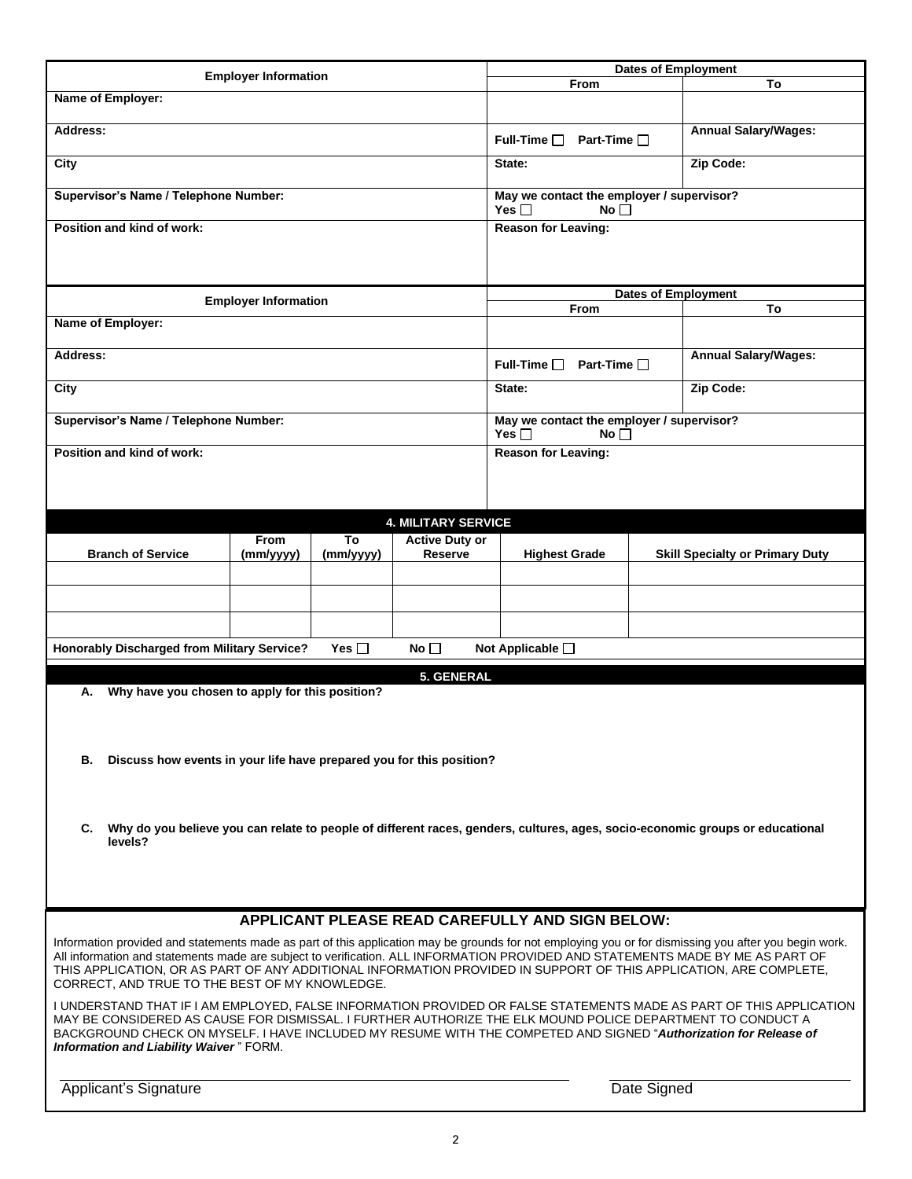| Employer Information | Dates of Employment | |
|---|---|---|
| | From | To |
| Name of Employer: | | |
| Address: | Full-Time ☐ Part-Time ☐ | Annual Salary/Wages: |
| City | State: | Zip Code: |
| Supervisor's Name / Telephone Number: | May we contact the employer / supervisor? Yes ☐ No ☐ | |
| Position and kind of work: | Reason for Leaving: | |

| Employer Information | Dates of Employment | |
|---|---|---|
| | From | To |
| Name of Employer: | | |
| Address: | Full-Time ☐ Part-Time ☐ | Annual Salary/Wages: |
| City | State: | Zip Code: |
| Supervisor's Name / Telephone Number: | May we contact the employer / supervisor? Yes ☐ No ☐ | |
| Position and kind of work: | Reason for Leaving: | |

## 4. MILITARY SERVICE

| Branch of Service | From (mm/yyyy) | To (mm/yyyy) | Active Duty or Reserve | Highest Grade | Skill Specialty or Primary Duty |
|---|---|---|---|---|---|
| | | | | | |
| | | | | | |
| | | | | | |

**Honorably Discharged from Military Service?** Yes ☐ No ☐ Not Applicable ☐

## 5. GENERAL

**A. Why have you chosen to apply for this position?**

**B. Discuss how events in your life have prepared you for this position?**

**C. Why do you believe you can relate to people of different races, genders, cultures, ages, socio-economic groups or educational levels?**

## APPLICANT PLEASE READ CAREFULLY AND SIGN BELOW:

Information provided and statements made as part of this application may be grounds for not employing you or for dismissing you after you begin work. All information and statements made are subject to verification. ALL INFORMATION PROVIDED AND STATEMENTS MADE BY ME AS PART OF THIS APPLICATION, OR AS PART OF ANY ADDITIONAL INFORMATION PROVIDED IN SUPPORT OF THIS APPLICATION, ARE COMPLETE, CORRECT, AND TRUE TO THE BEST OF MY KNOWLEDGE.

I UNDERSTAND THAT IF I AM EMPLOYED, FALSE INFORMATION PROVIDED OR FALSE STATEMENTS MADE AS PART OF THIS APPLICATION MAY BE CONSIDERED AS CAUSE FOR DISMISSAL. I FURTHER AUTHORIZE THE ELK MOUND POLICE DEPARTMENT TO CONDUCT A BACKGROUND CHECK ON MYSELF. I HAVE INCLUDED MY RESUME WITH THE COMPETED AND SIGNED "***Authorization for Release of Information and Liability Waiver*** " FORM.

Applicant's Signature _______________________ Date Signed _______________